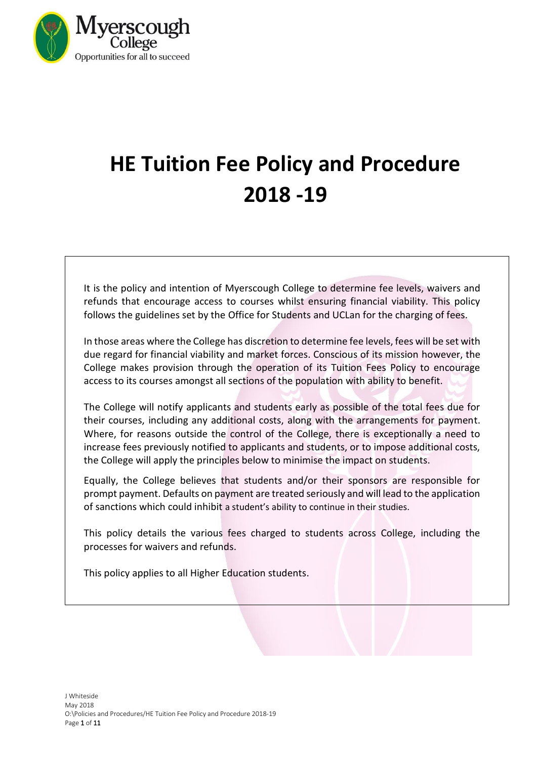Myerscough College
Opportunities for all to succeed

# HE Tuition Fee Policy and Procedure 2018 -19

It is the policy and intention of Myerscough College to determine fee levels, waivers and refunds that encourage access to courses whilst ensuring financial viability. This policy follows the guidelines set by the Office for Students and UCLan for the charging of fees.

In those areas where the College has discretion to determine fee levels, fees will be set with due regard for financial viability and market forces. Conscious of its mission however, the College makes provision through the operation of its Tuition Fees Policy to encourage access to its courses amongst all sections of the population with ability to benefit.

The College will notify applicants and students early as possible of the total fees due for their courses, including any additional costs, along with the arrangements for payment. Where, for reasons outside the control of the College, there is exceptionally a need to increase fees previously notified to applicants and students, or to impose additional costs, the College will apply the principles below to minimise the impact on students.

Equally, the College believes that students and/or their sponsors are responsible for prompt payment. Defaults on payment are treated seriously and will lead to the application of sanctions which could inhibit a student's ability to continue in their studies.

This policy details the various fees charged to students across College, including the processes for waivers and refunds.

This policy applies to all Higher Education students.

J Whiteside
May 2018
O:\Policies and Procedures/HE Tuition Fee Policy and Procedure 2018-19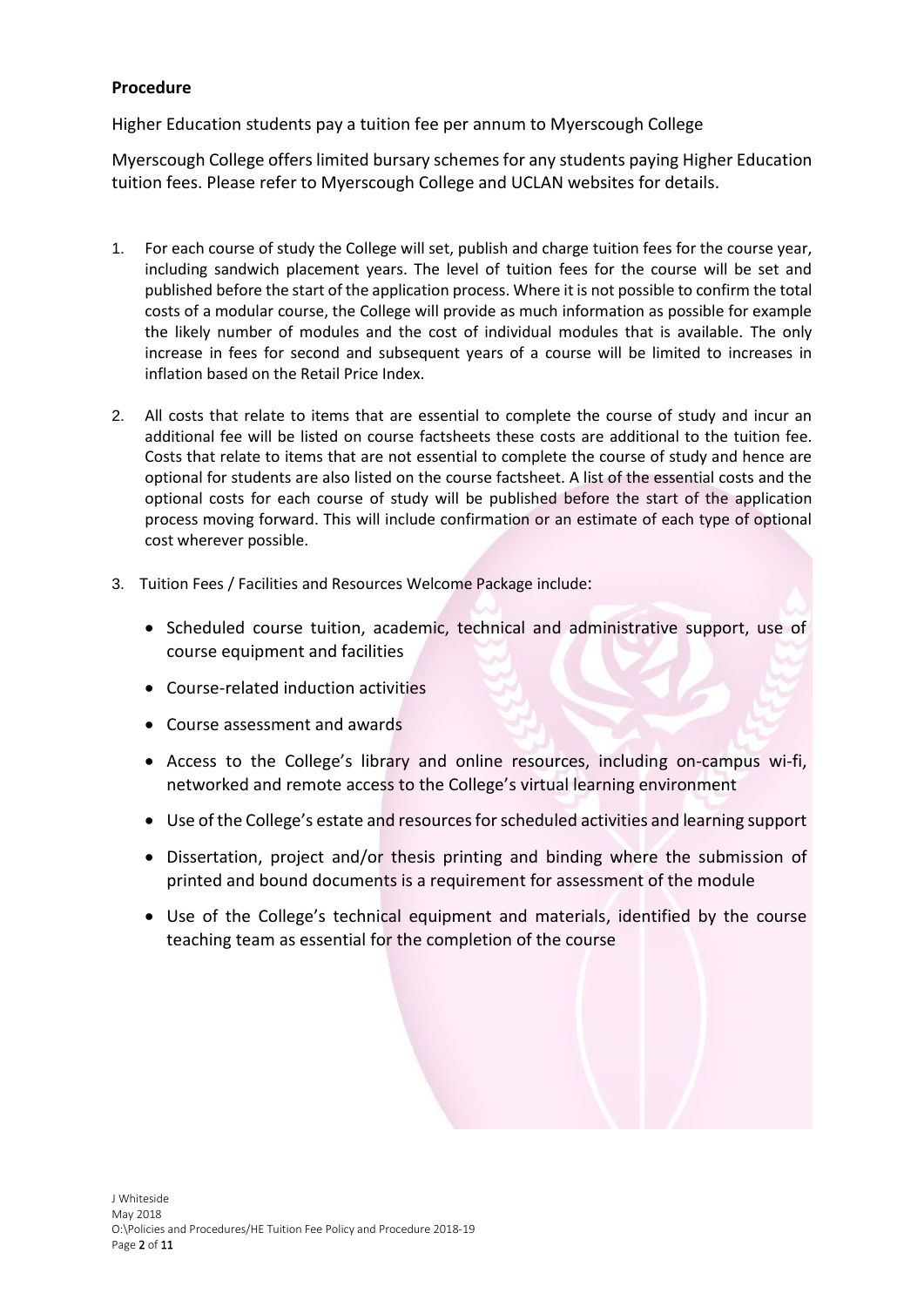**Procedure**

Higher Education students pay a tuition fee per annum to Myerscough College

Myerscough College offers limited bursary schemes for any students paying Higher Education tuition fees. Please refer to Myerscough College and UCLAN websites for details.

1. For each course of study the College will set, publish and charge tuition fees for the course year, including sandwich placement years. The level of tuition fees for the course will be set and published before the start of the application process. Where it is not possible to confirm the total costs of a modular course, the College will provide as much information as possible for example the likely number of modules and the cost of individual modules that is available. The only increase in fees for second and subsequent years of a course will be limited to increases in inflation based on the Retail Price Index.

2. All costs that relate to items that are essential to complete the course of study and incur an additional fee will be listed on course factsheets these costs are additional to the tuition fee. Costs that relate to items that are not essential to complete the course of study and hence are optional for students are also listed on the course factsheet. A list of the essential costs and the optional costs for each course of study will be published before the start of the application process moving forward. This will include confirmation or an estimate of each type of optional cost wherever possible.

3. Tuition Fees / Facilities and Resources Welcome Package include:

    - Scheduled course tuition, academic, technical and administrative support, use of course equipment and facilities
    - Course-related induction activities
    - Course assessment and awards
    - Access to the College's library and online resources, including on-campus wi-fi, networked and remote access to the College's virtual learning environment
    - Use of the College's estate and resources for scheduled activities and learning support
    - Dissertation, project and/or thesis printing and binding where the submission of printed and bound documents is a requirement for assessment of the module
    - Use of the College's technical equipment and materials, identified by the course teaching team as essential for the completion of the course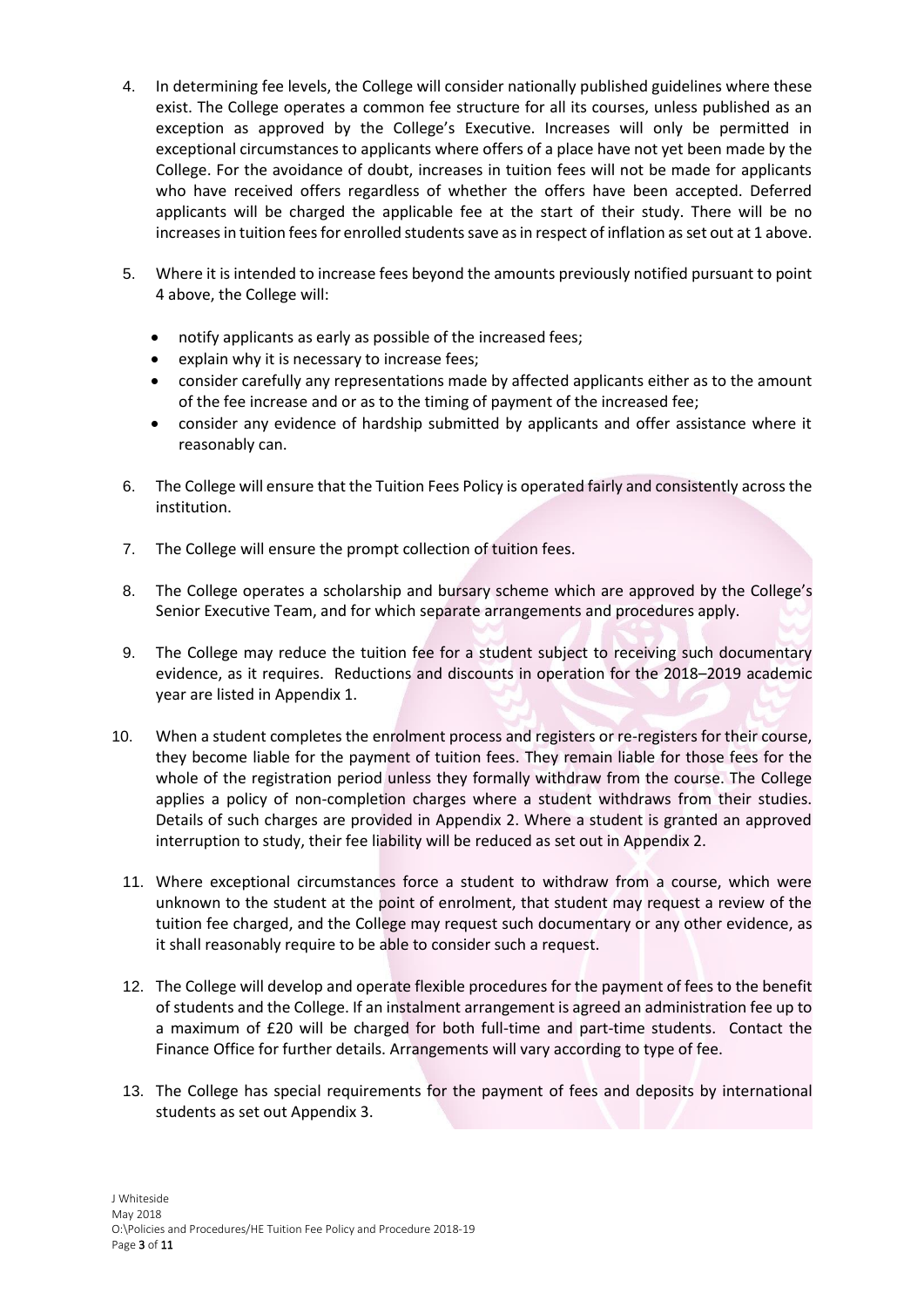4. In determining fee levels, the College will consider nationally published guidelines where these exist. The College operates a common fee structure for all its courses, unless published as an exception as approved by the College's Executive. Increases will only be permitted in exceptional circumstances to applicants where offers of a place have not yet been made by the College. For the avoidance of doubt, increases in tuition fees will not be made for applicants who have received offers regardless of whether the offers have been accepted. Deferred applicants will be charged the applicable fee at the start of their study. There will be no increases in tuition fees for enrolled students save as in respect of inflation as set out at 1 above.

5. Where it is intended to increase fees beyond the amounts previously notified pursuant to point 4 above, the College will:

   - notify applicants as early as possible of the increased fees;
   - explain why it is necessary to increase fees;
   - consider carefully any representations made by affected applicants either as to the amount of the fee increase and or as to the timing of payment of the increased fee;
   - consider any evidence of hardship submitted by applicants and offer assistance where it reasonably can.

6. The College will ensure that the Tuition Fees Policy is operated fairly and consistently across the institution.

7. The College will ensure the prompt collection of tuition fees.

8. The College operates a scholarship and bursary scheme which are approved by the College's Senior Executive Team, and for which separate arrangements and procedures apply.

9. The College may reduce the tuition fee for a student subject to receiving such documentary evidence, as it requires. Reductions and discounts in operation for the 2018–2019 academic year are listed in Appendix 1.

10. When a student completes the enrolment process and registers or re-registers for their course, they become liable for the payment of tuition fees. They remain liable for those fees for the whole of the registration period unless they formally withdraw from the course. The College applies a policy of non-completion charges where a student withdraws from their studies. Details of such charges are provided in Appendix 2. Where a student is granted an approved interruption to study, their fee liability will be reduced as set out in Appendix 2.

11. Where exceptional circumstances force a student to withdraw from a course, which were unknown to the student at the point of enrolment, that student may request a review of the tuition fee charged, and the College may request such documentary or any other evidence, as it shall reasonably require to be able to consider such a request.

12. The College will develop and operate flexible procedures for the payment of fees to the benefit of students and the College. If an instalment arrangement is agreed an administration fee up to a maximum of £20 will be charged for both full-time and part-time students. Contact the Finance Office for further details. Arrangements will vary according to type of fee.

13. The College has special requirements for the payment of fees and deposits by international students as set out Appendix 3.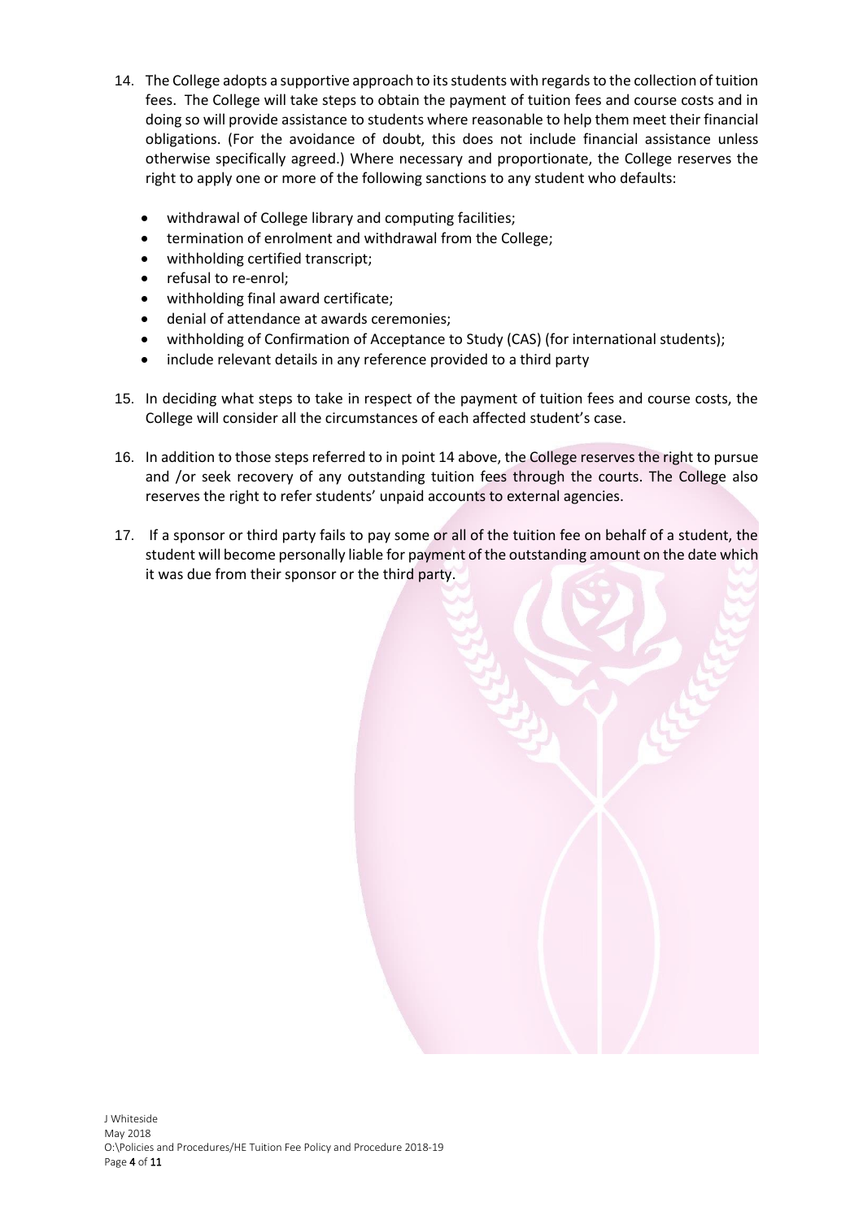14. The College adopts a supportive approach to its students with regards to the collection of tuition fees. The College will take steps to obtain the payment of tuition fees and course costs and in doing so will provide assistance to students where reasonable to help them meet their financial obligations. (For the avoidance of doubt, this does not include financial assistance unless otherwise specifically agreed.) Where necessary and proportionate, the College reserves the right to apply one or more of the following sanctions to any student who defaults:

    - withdrawal of College library and computing facilities;
    - termination of enrolment and withdrawal from the College;
    - withholding certified transcript;
    - refusal to re-enrol;
    - withholding final award certificate;
    - denial of attendance at awards ceremonies;
    - withholding of Confirmation of Acceptance to Study (CAS) (for international students);
    - include relevant details in any reference provided to a third party

15. In deciding what steps to take in respect of the payment of tuition fees and course costs, the College will consider all the circumstances of each affected student's case.

16. In addition to those steps referred to in point 14 above, the College reserves the right to pursue and /or seek recovery of any outstanding tuition fees through the courts. The College also reserves the right to refer students' unpaid accounts to external agencies.

17. If a sponsor or third party fails to pay some or all of the tuition fee on behalf of a student, the student will become personally liable for payment of the outstanding amount on the date which it was due from their sponsor or the third party.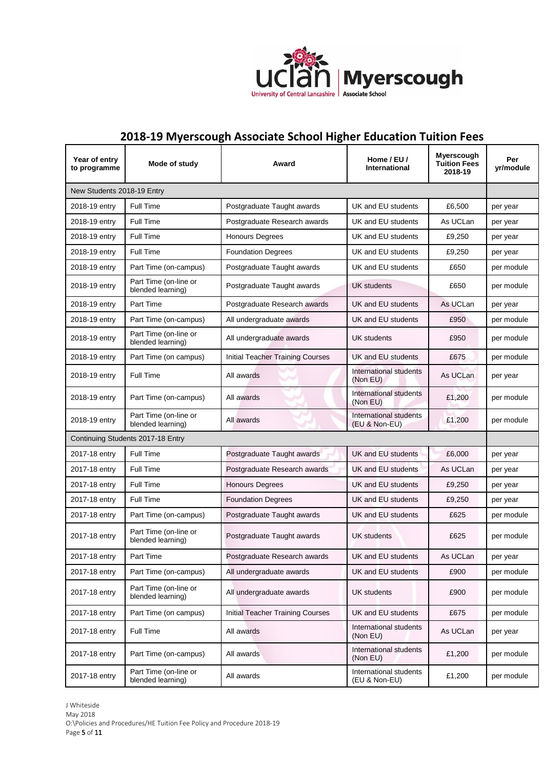# 2018-19 Myerscough Associate School Higher Education Tuition Fees

| Year of entry to programme | Mode of study | Award | Home / EU / International | Myerscough Tuition Fees 2018-19 | Per yr/module |
|---|---|---|---|---|---|
| New Students 2018-19 Entry | | | | | |
| 2018-19 entry | Full Time | Postgraduate Taught awards | UK and EU students | £6,500 | per year |
| 2018-19 entry | Full Time | Postgraduate Research awards | UK and EU students | As UCLan | per year |
| 2018-19 entry | Full Time | Honours Degrees | UK and EU students | £9,250 | per year |
| 2018-19 entry | Full Time | Foundation Degrees | UK and EU students | £9,250 | per year |
| 2018-19 entry | Part Time (on-campus) | Postgraduate Taught awards | UK and EU students | £650 | per module |
| 2018-19 entry | Part Time (on-line or blended learning) | Postgraduate Taught awards | UK students | £650 | per module |
| 2018-19 entry | Part Time | Postgraduate Research awards | UK and EU students | As UCLan | per year |
| 2018-19 entry | Part Time (on-campus) | All undergraduate awards | UK and EU students | £950 | per module |
| 2018-19 entry | Part Time (on-line or blended learning) | All undergraduate awards | UK students | £950 | per module |
| 2018-19 entry | Part Time (on campus) | Initial Teacher Training Courses | UK and EU students | £675 | per module |
| 2018-19 entry | Full Time | All awards | International students (Non EU) | As UCLan | per year |
| 2018-19 entry | Part Time (on-campus) | All awards | International students (Non EU) | £1,200 | per module |
| 2018-19 entry | Part Time (on-line or blended learning) | All awards | International students (EU & Non-EU) | £1,200 | per module |
| Continuing Students 2017-18 Entry | | | | | |
| 2017-18 entry | Full Time | Postgraduate Taught awards | UK and EU students | £6,000 | per year |
| 2017-18 entry | Full Time | Postgraduate Research awards | UK and EU students | As UCLan | per year |
| 2017-18 entry | Full Time | Honours Degrees | UK and EU students | £9,250 | per year |
| 2017-18 entry | Full Time | Foundation Degrees | UK and EU students | £9,250 | per year |
| 2017-18 entry | Part Time (on-campus) | Postgraduate Taught awards | UK and EU students | £625 | per module |
| 2017-18 entry | Part Time (on-line or blended learning) | Postgraduate Taught awards | UK students | £625 | per module |
| 2017-18 entry | Part Time | Postgraduate Research awards | UK and EU students | As UCLan | per year |
| 2017-18 entry | Part Time (on-campus) | All undergraduate awards | UK and EU students | £900 | per module |
| 2017-18 entry | Part Time (on-line or blended learning) | All undergraduate awards | UK students | £900 | per module |
| 2017-18 entry | Part Time (on campus) | Initial Teacher Training Courses | UK and EU students | £675 | per module |
| 2017-18 entry | Full Time | All awards | International students (Non EU) | As UCLan | per year |
| 2017-18 entry | Part Time (on-campus) | All awards | International students (Non EU) | £1,200 | per module |
| 2017-18 entry | Part Time (on-line or blended learning) | All awards | International students (EU & Non-EU) | £1,200 | per module |

J Whiteside
May 2018
O:\Policies and Procedures/HE Tuition Fee Policy and Procedure 2018-19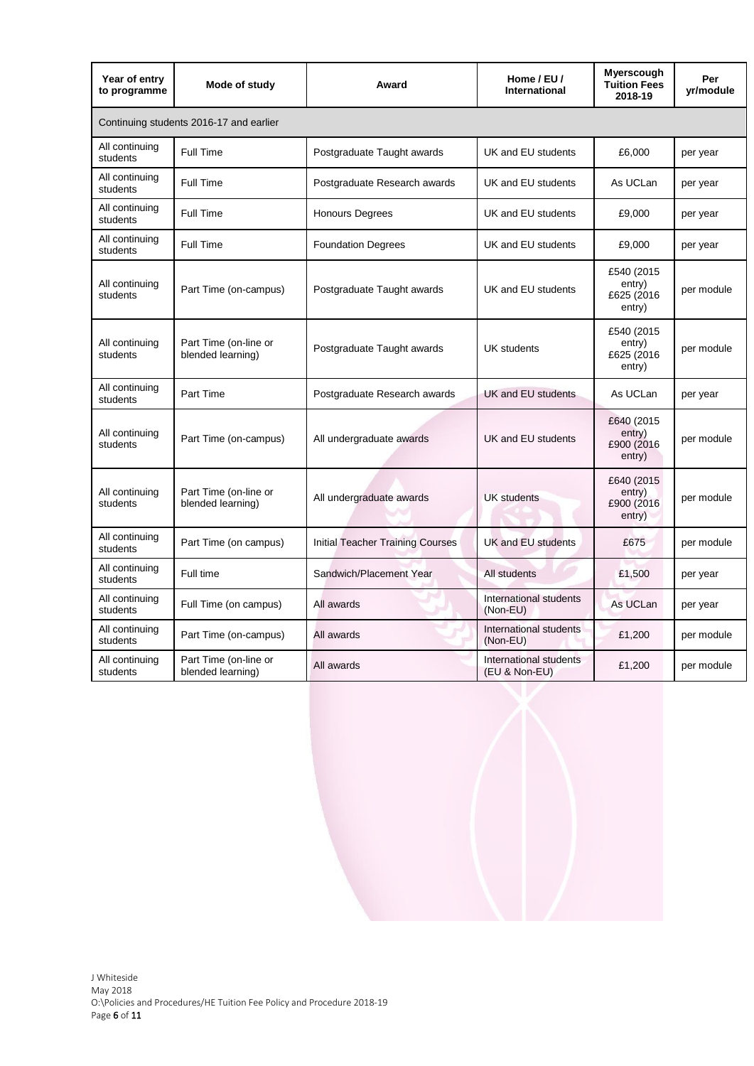| Year of entry to programme | Mode of study | Award | Home / EU / International | Myerscough Tuition Fees 2018-19 | Per yr/module |
|---|---|---|---|---|---|
| Continuing students 2016-17 and earlier | | | | | |
| All continuing students | Full Time | Postgraduate Taught awards | UK and EU students | £6,000 | per year |
| All continuing students | Full Time | Postgraduate Research awards | UK and EU students | As UCLan | per year |
| All continuing students | Full Time | Honours Degrees | UK and EU students | £9,000 | per year |
| All continuing students | Full Time | Foundation Degrees | UK and EU students | £9,000 | per year |
| All continuing students | Part Time (on-campus) | Postgraduate Taught awards | UK and EU students | £540 (2015 entry) £625 (2016 entry) | per module |
| All continuing students | Part Time (on-line or blended learning) | Postgraduate Taught awards | UK students | £540 (2015 entry) £625 (2016 entry) | per module |
| All continuing students | Part Time | Postgraduate Research awards | UK and EU students | As UCLan | per year |
| All continuing students | Part Time (on-campus) | All undergraduate awards | UK and EU students | £640 (2015 entry) £900 (2016 entry) | per module |
| All continuing students | Part Time (on-line or blended learning) | All undergraduate awards | UK students | £640 (2015 entry) £900 (2016 entry) | per module |
| All continuing students | Part Time (on campus) | Initial Teacher Training Courses | UK and EU students | £675 | per module |
| All continuing students | Full time | Sandwich/Placement Year | All students | £1,500 | per year |
| All continuing students | Full Time (on campus) | All awards | International students (Non-EU) | As UCLan | per year |
| All continuing students | Part Time (on-campus) | All awards | International students (Non-EU) | £1,200 | per module |
| All continuing students | Part Time (on-line or blended learning) | All awards | International students (EU & Non-EU) | £1,200 | per module |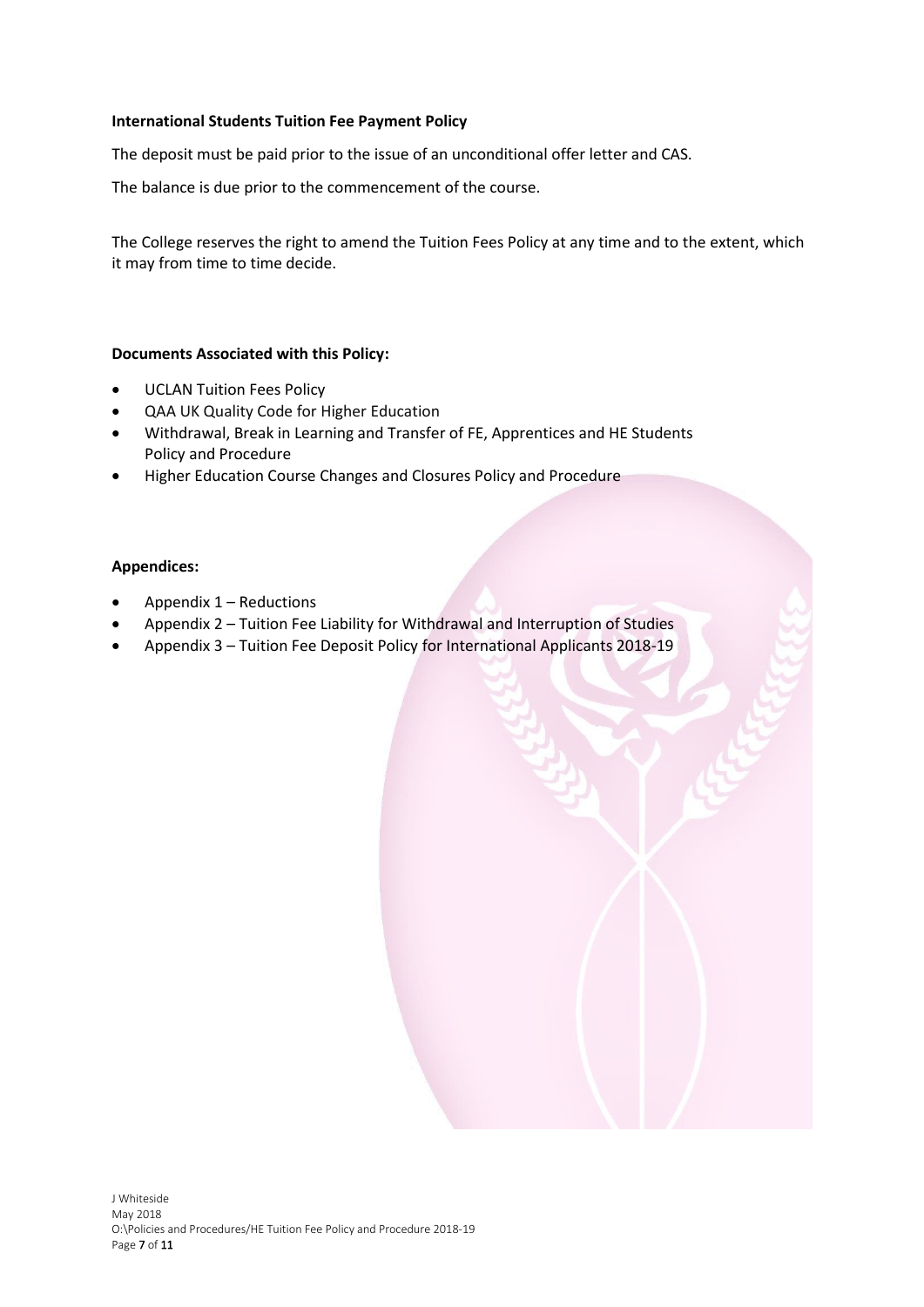**International Students Tuition Fee Payment Policy**

The deposit must be paid prior to the issue of an unconditional offer letter and CAS.

The balance is due prior to the commencement of the course.

The College reserves the right to amend the Tuition Fees Policy at any time and to the extent, which it may from time to time decide.

**Documents Associated with this Policy:**

- UCLAN Tuition Fees Policy
- QAA UK Quality Code for Higher Education
- Withdrawal, Break in Learning and Transfer of FE, Apprentices and HE Students Policy and Procedure
- Higher Education Course Changes and Closures Policy and Procedure

**Appendices:**

- Appendix 1 – Reductions
- Appendix 2 – Tuition Fee Liability for Withdrawal and Interruption of Studies
- Appendix 3 – Tuition Fee Deposit Policy for International Applicants 2018-19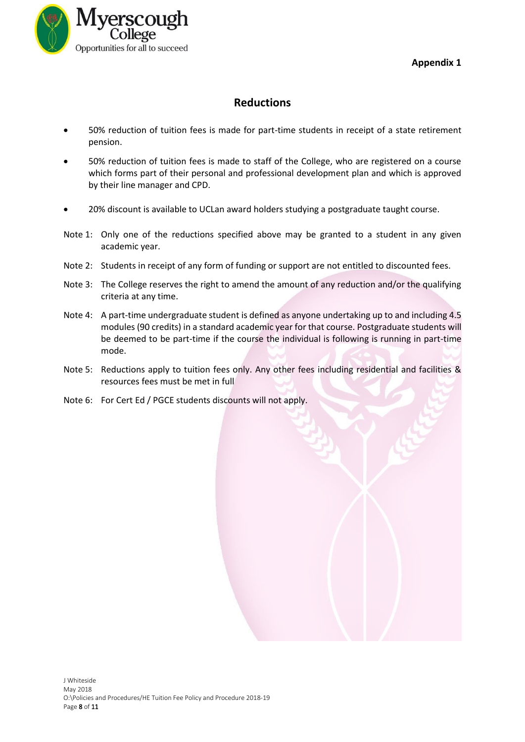**Appendix 1**

## Reductions

- 50% reduction of tuition fees is made for part-time students in receipt of a state retirement pension.
- 50% reduction of tuition fees is made to staff of the College, who are registered on a course which forms part of their personal and professional development plan and which is approved by their line manager and CPD.
- 20% discount is available to UCLan award holders studying a postgraduate taught course.

Note 1: Only one of the reductions specified above may be granted to a student in any given academic year.

Note 2: Students in receipt of any form of funding or support are not entitled to discounted fees.

Note 3: The College reserves the right to amend the amount of any reduction and/or the qualifying criteria at any time.

Note 4: A part-time undergraduate student is defined as anyone undertaking up to and including 4.5 modules (90 credits) in a standard academic year for that course. Postgraduate students will be deemed to be part-time if the course the individual is following is running in part-time mode.

Note 5: Reductions apply to tuition fees only. Any other fees including residential and facilities & resources fees must be met in full

Note 6: For Cert Ed / PGCE students discounts will not apply.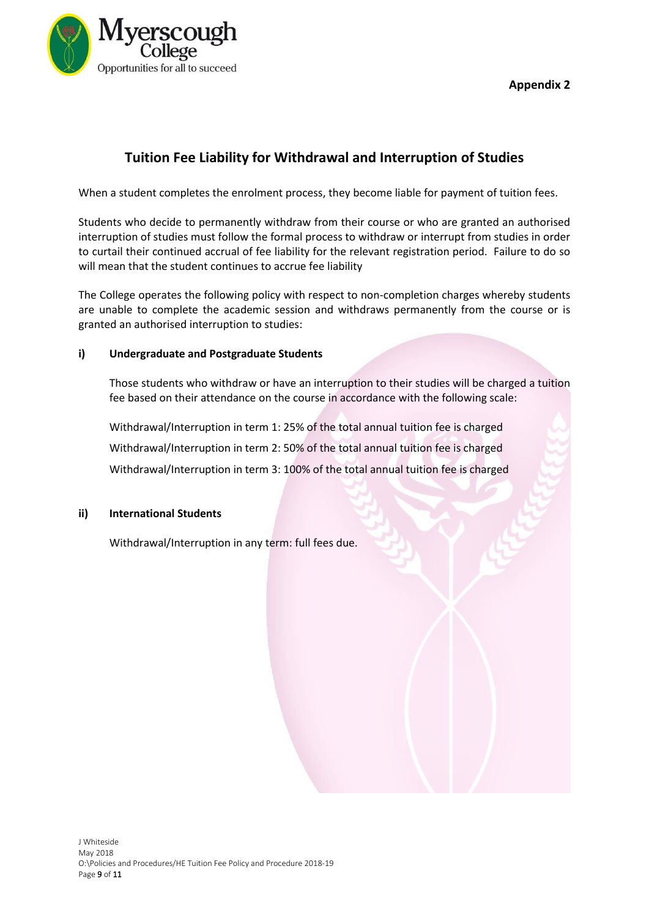**Appendix 2**

## Tuition Fee Liability for Withdrawal and Interruption of Studies

When a student completes the enrolment process, they become liable for payment of tuition fees.

Students who decide to permanently withdraw from their course or who are granted an authorised interruption of studies must follow the formal process to withdraw or interrupt from studies in order to curtail their continued accrual of fee liability for the relevant registration period. Failure to do so will mean that the student continues to accrue fee liability

The College operates the following policy with respect to non-completion charges whereby students are unable to complete the academic session and withdraws permanently from the course or is granted an authorised interruption to studies:

**i) Undergraduate and Postgraduate Students**

Those students who withdraw or have an interruption to their studies will be charged a tuition fee based on their attendance on the course in accordance with the following scale:

Withdrawal/Interruption in term 1: 25% of the total annual tuition fee is charged

Withdrawal/Interruption in term 2: 50% of the total annual tuition fee is charged

Withdrawal/Interruption in term 3: 100% of the total annual tuition fee is charged

**ii) International Students**

Withdrawal/Interruption in any term: full fees due.

J Whiteside
May 2018
O:\Policies and Procedures/HE Tuition Fee Policy and Procedure 2018-19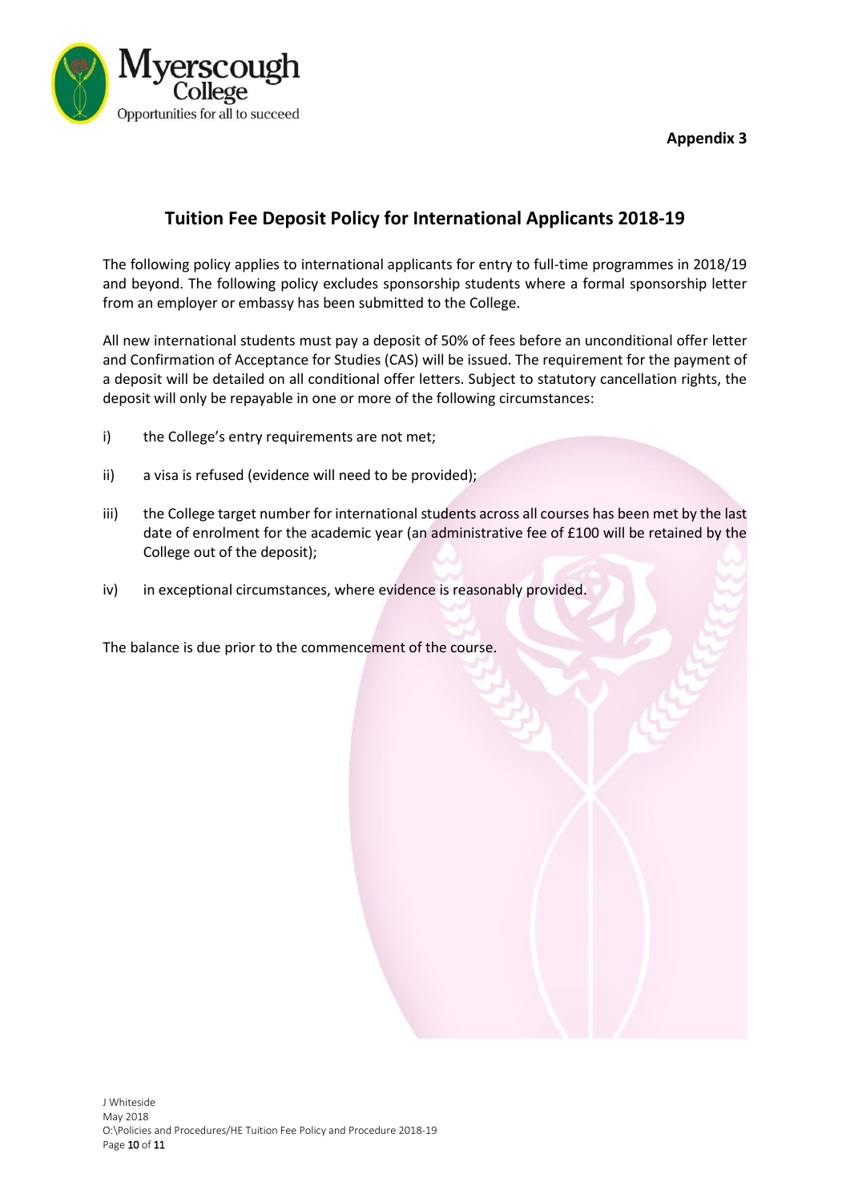**Appendix 3**

## Tuition Fee Deposit Policy for International Applicants 2018-19

The following policy applies to international applicants for entry to full-time programmes in 2018/19 and beyond. The following policy excludes sponsorship students where a formal sponsorship letter from an employer or embassy has been submitted to the College.

All new international students must pay a deposit of 50% of fees before an unconditional offer letter and Confirmation of Acceptance for Studies (CAS) will be issued. The requirement for the payment of a deposit will be detailed on all conditional offer letters. Subject to statutory cancellation rights, the deposit will only be repayable in one or more of the following circumstances:

i) the College's entry requirements are not met;

ii) a visa is refused (evidence will need to be provided);

iii) the College target number for international students across all courses has been met by the last date of enrolment for the academic year (an administrative fee of £100 will be retained by the College out of the deposit);

iv) in exceptional circumstances, where evidence is reasonably provided.

The balance is due prior to the commencement of the course.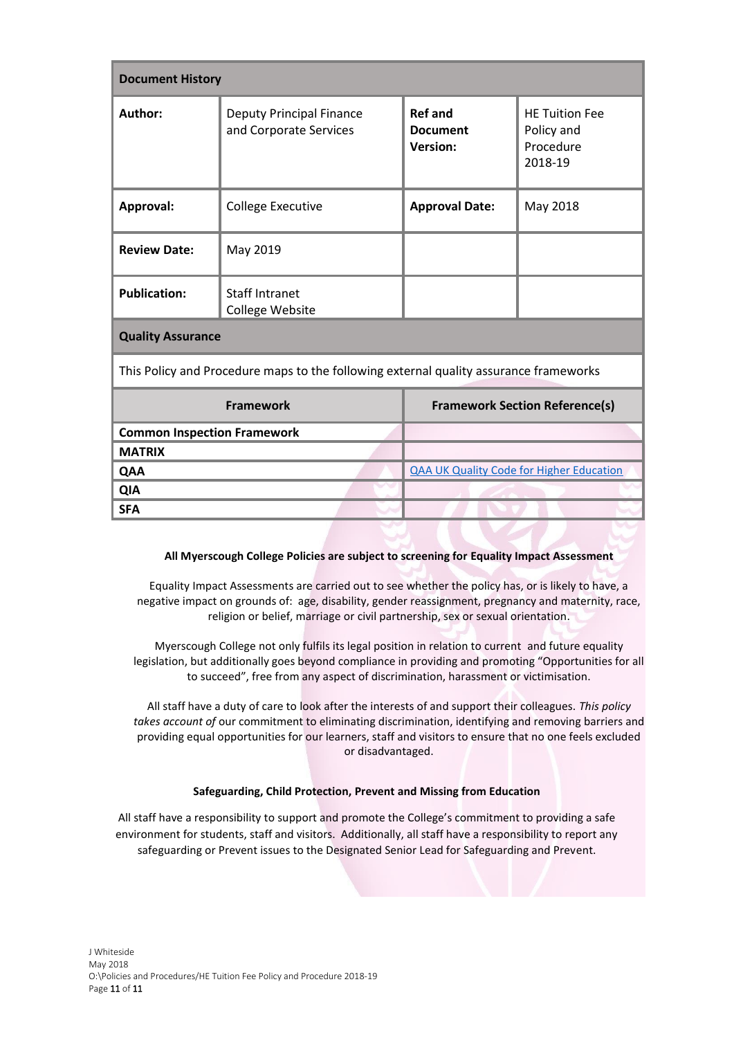| Document History | | | |
|---|---|---|---|
| **Author:** | Deputy Principal Finance and Corporate Services | **Ref and Document Version:** | HE Tuition Fee Policy and Procedure 2018-19 |
| **Approval:** | College Executive | **Approval Date:** | May 2018 |
| **Review Date:** | May 2019 | | |
| **Publication:** | Staff Intranet<br>College Website | | |

**Quality Assurance**

This Policy and Procedure maps to the following external quality assurance frameworks

| Framework | Framework Section Reference(s) |
|---|---|
| **Common Inspection Framework** | |
| **MATRIX** | |
| **QAA** | QAA UK Quality Code for Higher Education |
| **QIA** | |
| **SFA** | |

**All Myerscough College Policies are subject to screening for Equality Impact Assessment**

Equality Impact Assessments are carried out to see whether the policy has, or is likely to have, a negative impact on grounds of: age, disability, gender reassignment, pregnancy and maternity, race, religion or belief, marriage or civil partnership, sex or sexual orientation.

Myerscough College not only fulfils its legal position in relation to current and future equality legislation, but additionally goes beyond compliance in providing and promoting "Opportunities for all to succeed", free from any aspect of discrimination, harassment or victimisation.

All staff have a duty of care to look after the interests of and support their colleagues. *This policy takes account of* our commitment to eliminating discrimination, identifying and removing barriers and providing equal opportunities for our learners, staff and visitors to ensure that no one feels excluded or disadvantaged.

**Safeguarding, Child Protection, Prevent and Missing from Education**

All staff have a responsibility to support and promote the College's commitment to providing a safe environment for students, staff and visitors. Additionally, all staff have a responsibility to report any safeguarding or Prevent issues to the Designated Senior Lead for Safeguarding and Prevent.